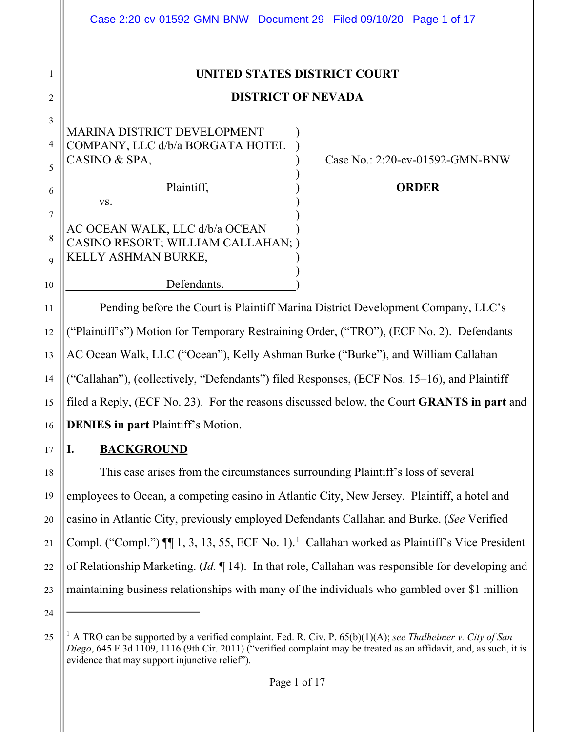# UNITED STATES DISTRICT COURT

## DISTRICT OF NEVADA

MARINA DISTRICT DEVELOPMENT COMPANY, LLC d/b/a BORGATA HOTEL CASINO & SPA,

Plaintiff,

vs.

AC OCEAN WALK, LLC d/b/a OCEAN CASINO RESORT; WILLIAM CALLAHAN; KELLY ASHMAN BURKE,

Defendants.

Case No.: 2:20-cv-01592-GMN-BNW

**ORDER**

Pending before the Court is Plaintiff Marina District Development Company, LLC's ("Plaintiff's") Motion for Temporary Restraining Order, ("TRO"), (ECF No. 2). Defendants AC Ocean Walk, LLC ("Ocean"), Kelly Ashman Burke ("Burke"), and William Callahan ("Callahan"), (collectively, "Defendants") filed Responses, (ECF Nos. 15–16), and Plaintiff filed a Reply, (ECF No. 23). For the reasons discussed below, the Court **GRANTS in part** and **DENIES in part** Plaintiff's Motion.

## I. BACKGROUND

This case arises from the circumstances surrounding Plaintiff's loss of several employees to Ocean, a competing casino in Atlantic City, New Jersey. Plaintiff, a hotel and casino in Atlantic City, previously employed Defendants Callahan and Burke. (*See* Verified Compl. ("Compl.") ¶¶ 1, 3, 13, 55, ECF No. 1).[1] Callahan worked as Plaintiff's Vice President of Relationship Marketing. (*Id.* ¶ 14). In that role, Callahan was responsible for developing and maintaining business relationships with many of the individuals who gambled over $1 million

---

[1] A TRO can be supported by a verified complaint. Fed. R. Civ. P. 65(b)(1)(A); *see Thalheimer v. City of San Diego*, 645 F.3d 1109, 1116 (9th Cir. 2011) ("verified complaint may be treated as an affidavit, and, as such, it is evidence that may support injunctive relief").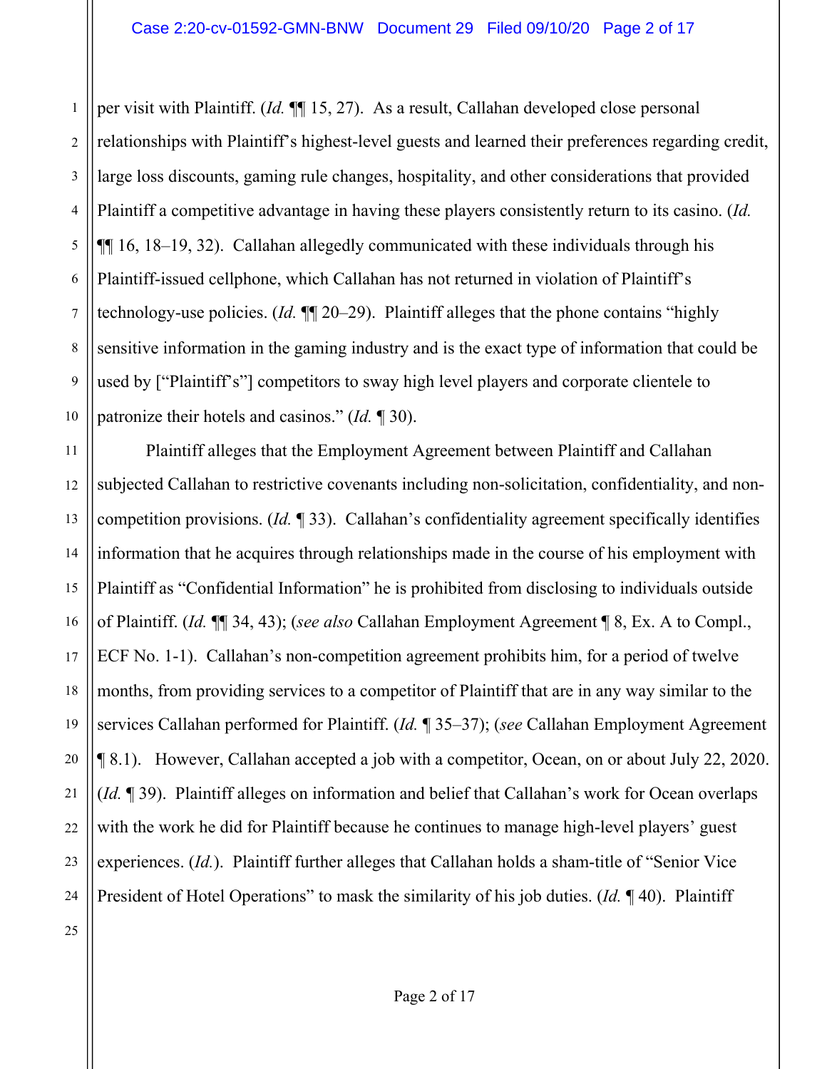per visit with Plaintiff. (*Id.* ¶¶ 15, 27). As a result, Callahan developed close personal relationships with Plaintiff's highest-level guests and learned their preferences regarding credit, large loss discounts, gaming rule changes, hospitality, and other considerations that provided Plaintiff a competitive advantage in having these players consistently return to its casino. (*Id.* ¶¶ 16, 18–19, 32). Callahan allegedly communicated with these individuals through his Plaintiff-issued cellphone, which Callahan has not returned in violation of Plaintiff's technology-use policies. (*Id.* ¶¶ 20–29). Plaintiff alleges that the phone contains "highly sensitive information in the gaming industry and is the exact type of information that could be used by ["Plaintiff's"] competitors to sway high level players and corporate clientele to patronize their hotels and casinos." (*Id.* ¶ 30).

Plaintiff alleges that the Employment Agreement between Plaintiff and Callahan subjected Callahan to restrictive covenants including non-solicitation, confidentiality, and non-competition provisions. (*Id.* ¶ 33). Callahan's confidentiality agreement specifically identifies information that he acquires through relationships made in the course of his employment with Plaintiff as "Confidential Information" he is prohibited from disclosing to individuals outside of Plaintiff. (*Id.* ¶¶ 34, 43); (*see also* Callahan Employment Agreement ¶ 8, Ex. A to Compl., ECF No. 1-1). Callahan's non-competition agreement prohibits him, for a period of twelve months, from providing services to a competitor of Plaintiff that are in any way similar to the services Callahan performed for Plaintiff. (*Id.* ¶ 35–37); (*see* Callahan Employment Agreement ¶ 8.1). However, Callahan accepted a job with a competitor, Ocean, on or about July 22, 2020. (*Id.* ¶ 39). Plaintiff alleges on information and belief that Callahan's work for Ocean overlaps with the work he did for Plaintiff because he continues to manage high-level players' guest experiences. (*Id.*). Plaintiff further alleges that Callahan holds a sham-title of "Senior Vice President of Hotel Operations" to mask the similarity of his job duties. (*Id.* ¶ 40). Plaintiff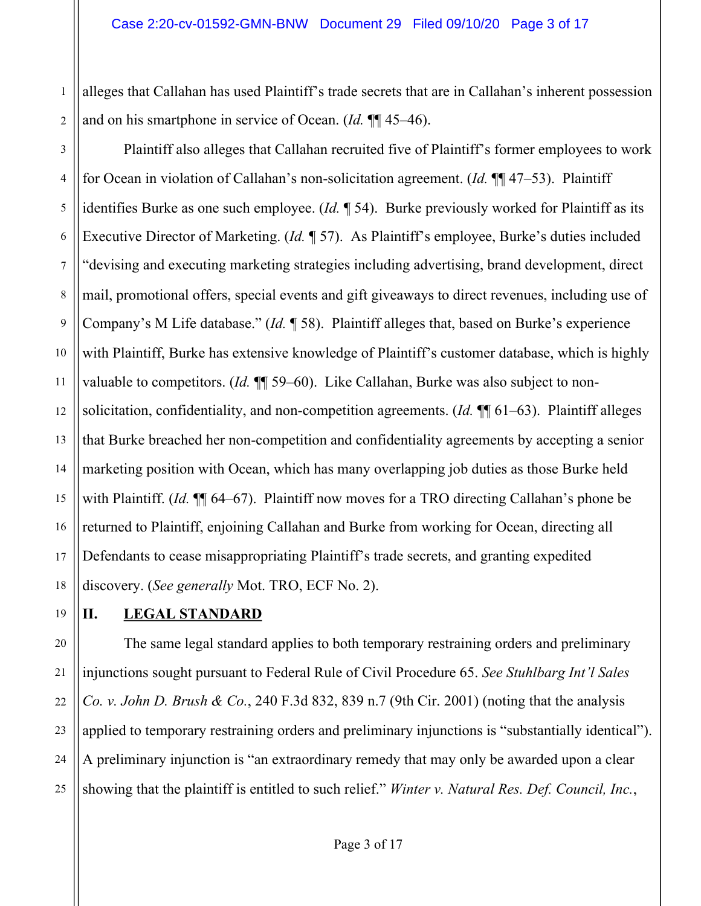alleges that Callahan has used Plaintiff's trade secrets that are in Callahan's inherent possession and on his smartphone in service of Ocean. (*Id.* ¶¶ 45–46).

Plaintiff also alleges that Callahan recruited five of Plaintiff's former employees to work for Ocean in violation of Callahan's non-solicitation agreement. (*Id.* ¶¶ 47–53). Plaintiff identifies Burke as one such employee. (*Id.* ¶ 54). Burke previously worked for Plaintiff as its Executive Director of Marketing. (*Id.* ¶ 57). As Plaintiff's employee, Burke's duties included "devising and executing marketing strategies including advertising, brand development, direct mail, promotional offers, special events and gift giveaways to direct revenues, including use of Company's M Life database." (*Id.* ¶ 58). Plaintiff alleges that, based on Burke's experience with Plaintiff, Burke has extensive knowledge of Plaintiff's customer database, which is highly valuable to competitors. (*Id.* ¶¶ 59–60). Like Callahan, Burke was also subject to non-solicitation, confidentiality, and non-competition agreements. (*Id.* ¶¶ 61–63). Plaintiff alleges that Burke breached her non-competition and confidentiality agreements by accepting a senior marketing position with Ocean, which has many overlapping job duties as those Burke held with Plaintiff. (*Id.* ¶¶ 64–67). Plaintiff now moves for a TRO directing Callahan's phone be returned to Plaintiff, enjoining Callahan and Burke from working for Ocean, directing all Defendants to cease misappropriating Plaintiff's trade secrets, and granting expedited discovery. (*See generally* Mot. TRO, ECF No. 2).

## II. LEGAL STANDARD

The same legal standard applies to both temporary restraining orders and preliminary injunctions sought pursuant to Federal Rule of Civil Procedure 65. *See Stuhlbarg Int'l Sales Co. v. John D. Brush & Co.*, 240 F.3d 832, 839 n.7 (9th Cir. 2001) (noting that the analysis applied to temporary restraining orders and preliminary injunctions is "substantially identical"). A preliminary injunction is "an extraordinary remedy that may only be awarded upon a clear showing that the plaintiff is entitled to such relief." *Winter v. Natural Res. Def. Council, Inc.*,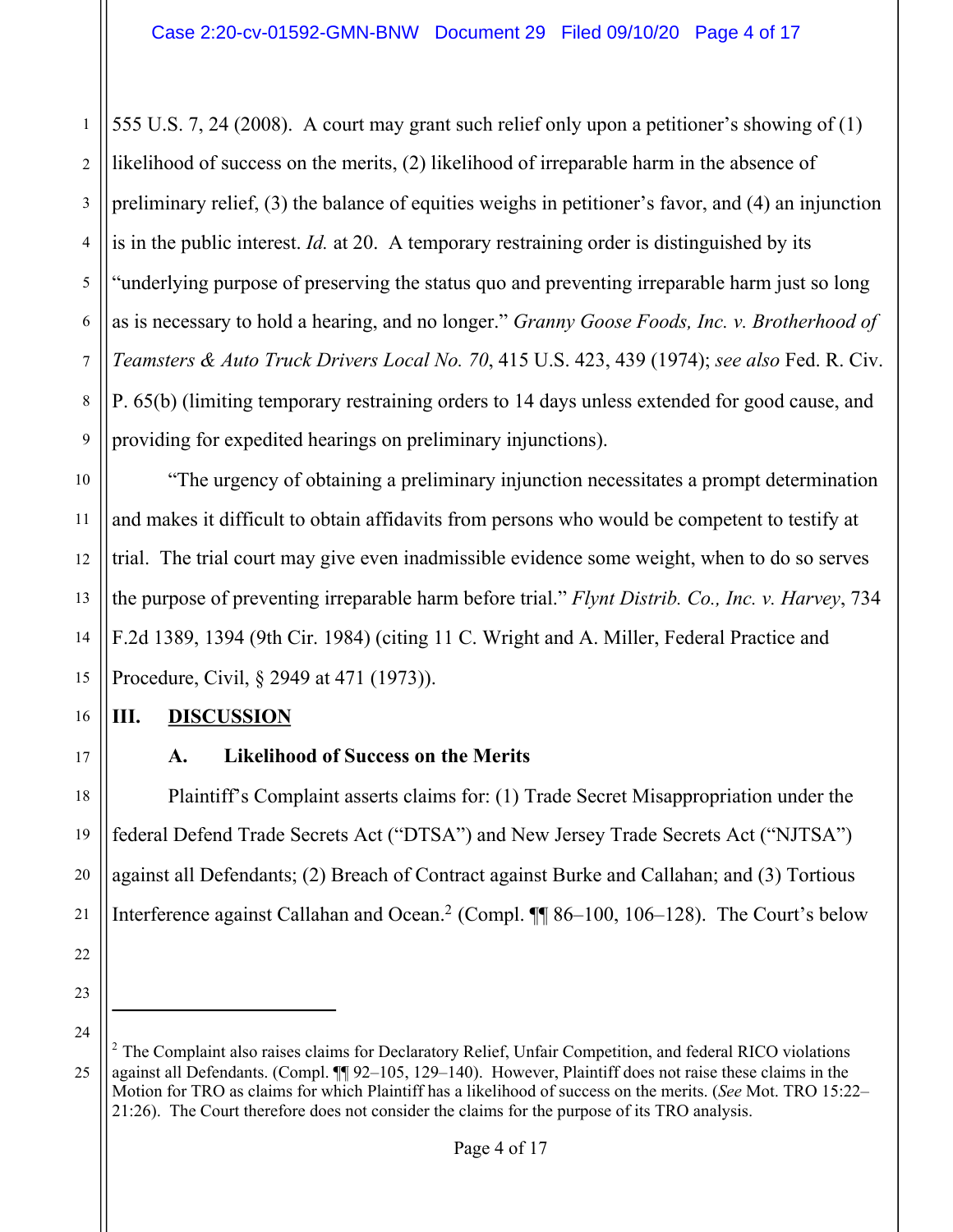555 U.S. 7, 24 (2008). A court may grant such relief only upon a petitioner's showing of (1) likelihood of success on the merits, (2) likelihood of irreparable harm in the absence of preliminary relief, (3) the balance of equities weighs in petitioner's favor, and (4) an injunction is in the public interest. *Id.* at 20. A temporary restraining order is distinguished by its "underlying purpose of preserving the status quo and preventing irreparable harm just so long as is necessary to hold a hearing, and no longer." *Granny Goose Foods, Inc. v. Brotherhood of Teamsters & Auto Truck Drivers Local No. 70*, 415 U.S. 423, 439 (1974); *see also* Fed. R. Civ. P. 65(b) (limiting temporary restraining orders to 14 days unless extended for good cause, and providing for expedited hearings on preliminary injunctions).

"The urgency of obtaining a preliminary injunction necessitates a prompt determination and makes it difficult to obtain affidavits from persons who would be competent to testify at trial. The trial court may give even inadmissible evidence some weight, when to do so serves the purpose of preventing irreparable harm before trial." *Flynt Distrib. Co., Inc. v. Harvey*, 734 F.2d 1389, 1394 (9th Cir. 1984) (citing 11 C. Wright and A. Miller, Federal Practice and Procedure, Civil, § 2949 at 471 (1973)).

## III. DISCUSSION

### A. Likelihood of Success on the Merits

Plaintiff's Complaint asserts claims for: (1) Trade Secret Misappropriation under the federal Defend Trade Secrets Act ("DTSA") and New Jersey Trade Secrets Act ("NJTSA") against all Defendants; (2) Breach of Contract against Burke and Callahan; and (3) Tortious Interference against Callahan and Ocean.[2] (Compl. ¶¶ 86–100, 106–128). The Court's below

---

[2] The Complaint also raises claims for Declaratory Relief, Unfair Competition, and federal RICO violations against all Defendants. (Compl. ¶¶ 92–105, 129–140). However, Plaintiff does not raise these claims in the Motion for TRO as claims for which Plaintiff has a likelihood of success on the merits. (*See* Mot. TRO 15:22–21:26). The Court therefore does not consider the claims for the purpose of its TRO analysis.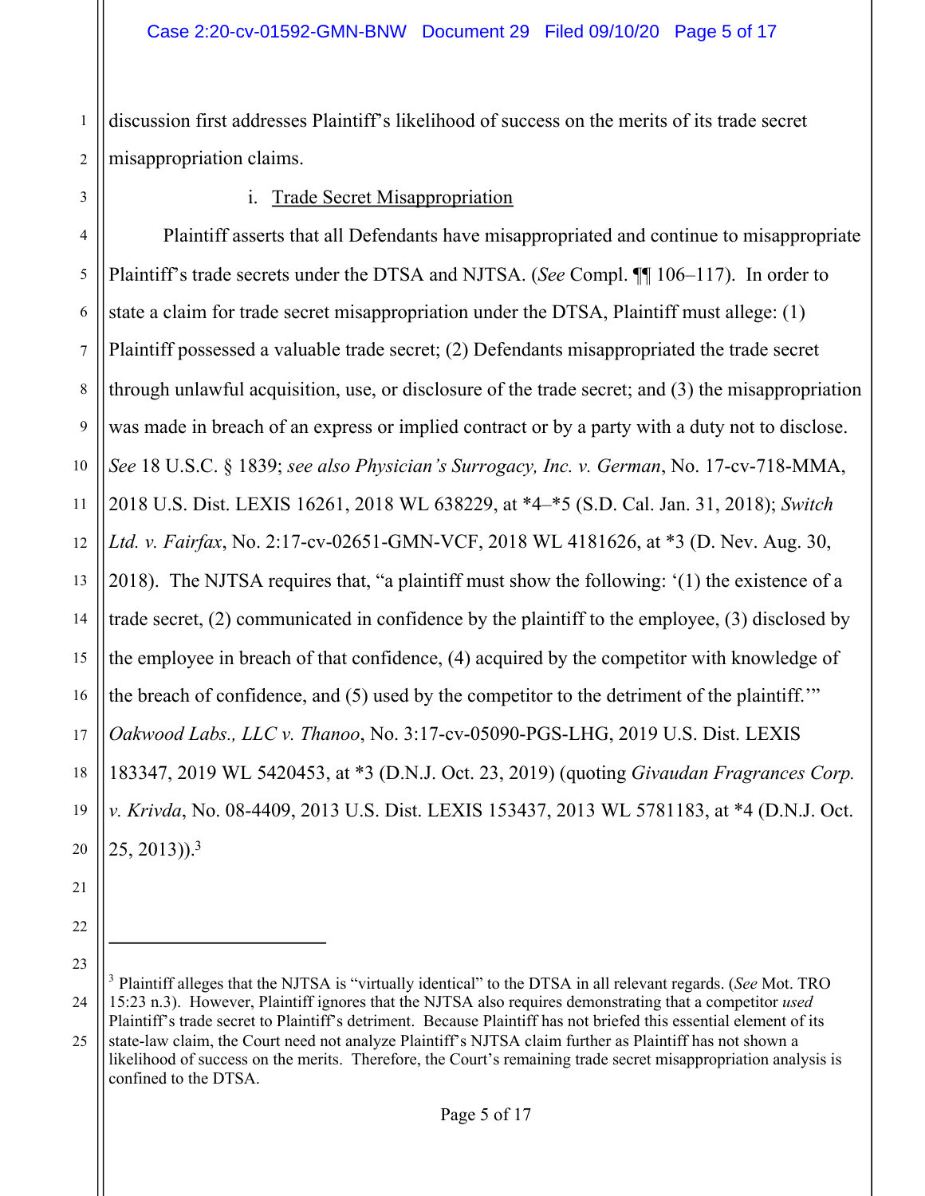discussion first addresses Plaintiff's likelihood of success on the merits of its trade secret misappropriation claims.

i. Trade Secret Misappropriation

Plaintiff asserts that all Defendants have misappropriated and continue to misappropriate Plaintiff's trade secrets under the DTSA and NJTSA. (*See* Compl. ¶¶ 106–117). In order to state a claim for trade secret misappropriation under the DTSA, Plaintiff must allege: (1) Plaintiff possessed a valuable trade secret; (2) Defendants misappropriated the trade secret through unlawful acquisition, use, or disclosure of the trade secret; and (3) the misappropriation was made in breach of an express or implied contract or by a party with a duty not to disclose. *See* 18 U.S.C. § 1839; *see also Physician's Surrogacy, Inc. v. German*, No. 17-cv-718-MMA, 2018 U.S. Dist. LEXIS 16261, 2018 WL 638229, at *4–*5 (S.D. Cal. Jan. 31, 2018); *Switch Ltd. v. Fairfax*, No. 2:17-cv-02651-GMN-VCF, 2018 WL 4181626, at *3 (D. Nev. Aug. 30, 2018). The NJTSA requires that, "a plaintiff must show the following: '(1) the existence of a trade secret, (2) communicated in confidence by the plaintiff to the employee, (3) disclosed by the employee in breach of that confidence, (4) acquired by the competitor with knowledge of the breach of confidence, and (5) used by the competitor to the detriment of the plaintiff.'" *Oakwood Labs., LLC v. Thanoo*, No. 3:17-cv-05090-PGS-LHG, 2019 U.S. Dist. LEXIS 183347, 2019 WL 5420453, at *3 (D.N.J. Oct. 23, 2019) (quoting *Givaudan Fragrances Corp. v. Krivda*, No. 08-4409, 2013 U.S. Dist. LEXIS 153437, 2013 WL 5781183, at *4 (D.N.J. Oct. 25, 2013)).[3]

---

[3] Plaintiff alleges that the NJTSA is "virtually identical" to the DTSA in all relevant regards. (*See* Mot. TRO 15:23 n.3). However, Plaintiff ignores that the NJTSA also requires demonstrating that a competitor *used* Plaintiff's trade secret to Plaintiff's detriment. Because Plaintiff has not briefed this essential element of its state-law claim, the Court need not analyze Plaintiff's NJTSA claim further as Plaintiff has not shown a likelihood of success on the merits. Therefore, the Court's remaining trade secret misappropriation analysis is confined to the DTSA.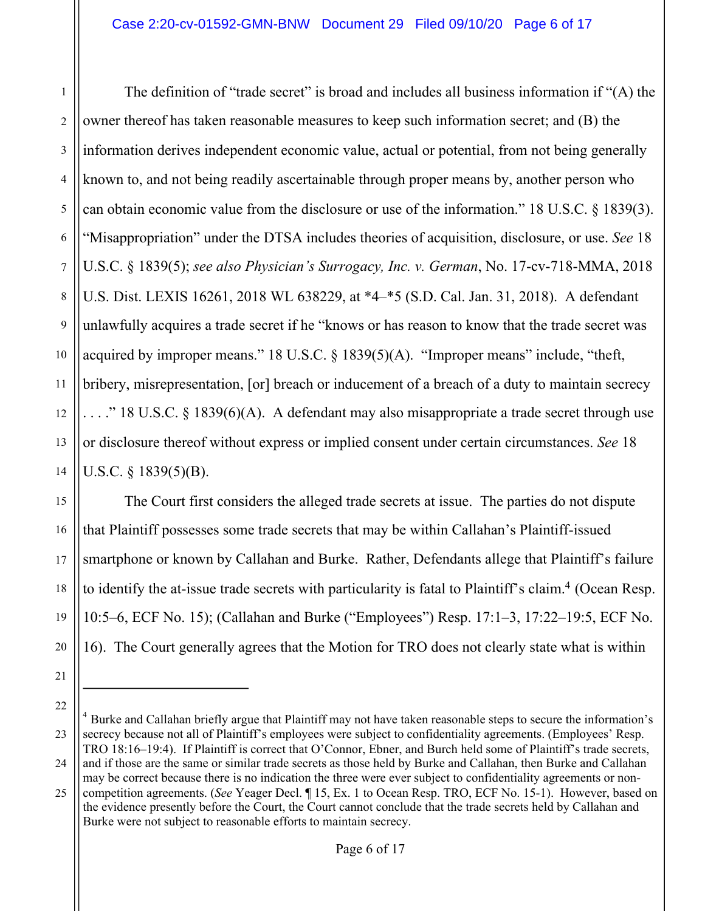The definition of "trade secret" is broad and includes all business information if "(A) the owner thereof has taken reasonable measures to keep such information secret; and (B) the information derives independent economic value, actual or potential, from not being generally known to, and not being readily ascertainable through proper means by, another person who can obtain economic value from the disclosure or use of the information." 18 U.S.C. § 1839(3). "Misappropriation" under the DTSA includes theories of acquisition, disclosure, or use. *See* 18 U.S.C. § 1839(5); *see also Physician's Surrogacy, Inc. v. German*, No. 17-cv-718-MMA, 2018 U.S. Dist. LEXIS 16261, 2018 WL 638229, at *4–*5 (S.D. Cal. Jan. 31, 2018). A defendant unlawfully acquires a trade secret if he "knows or has reason to know that the trade secret was acquired by improper means." 18 U.S.C. § 1839(5)(A). "Improper means" include, "theft, bribery, misrepresentation, [or] breach or inducement of a breach of a duty to maintain secrecy . . . ." 18 U.S.C. § 1839(6)(A). A defendant may also misappropriate a trade secret through use or disclosure thereof without express or implied consent under certain circumstances. *See* 18 U.S.C. § 1839(5)(B).

The Court first considers the alleged trade secrets at issue. The parties do not dispute that Plaintiff possesses some trade secrets that may be within Callahan's Plaintiff-issued smartphone or known by Callahan and Burke. Rather, Defendants allege that Plaintiff's failure to identify the at-issue trade secrets with particularity is fatal to Plaintiff's claim.[4] (Ocean Resp. 10:5–6, ECF No. 15); (Callahan and Burke ("Employees") Resp. 17:1–3, 17:22–19:5, ECF No. 16). The Court generally agrees that the Motion for TRO does not clearly state what is within

---

[4] Burke and Callahan briefly argue that Plaintiff may not have taken reasonable steps to secure the information's secrecy because not all of Plaintiff's employees were subject to confidentiality agreements. (Employees' Resp. TRO 18:16–19:4). If Plaintiff is correct that O'Connor, Ebner, and Burch held some of Plaintiff's trade secrets, and if those are the same or similar trade secrets as those held by Burke and Callahan, then Burke and Callahan may be correct because there is no indication the three were ever subject to confidentiality agreements or non-competition agreements. (*See* Yeager Decl. ¶ 15, Ex. 1 to Ocean Resp. TRO, ECF No. 15-1). However, based on the evidence presently before the Court, the Court cannot conclude that the trade secrets held by Callahan and Burke were not subject to reasonable efforts to maintain secrecy.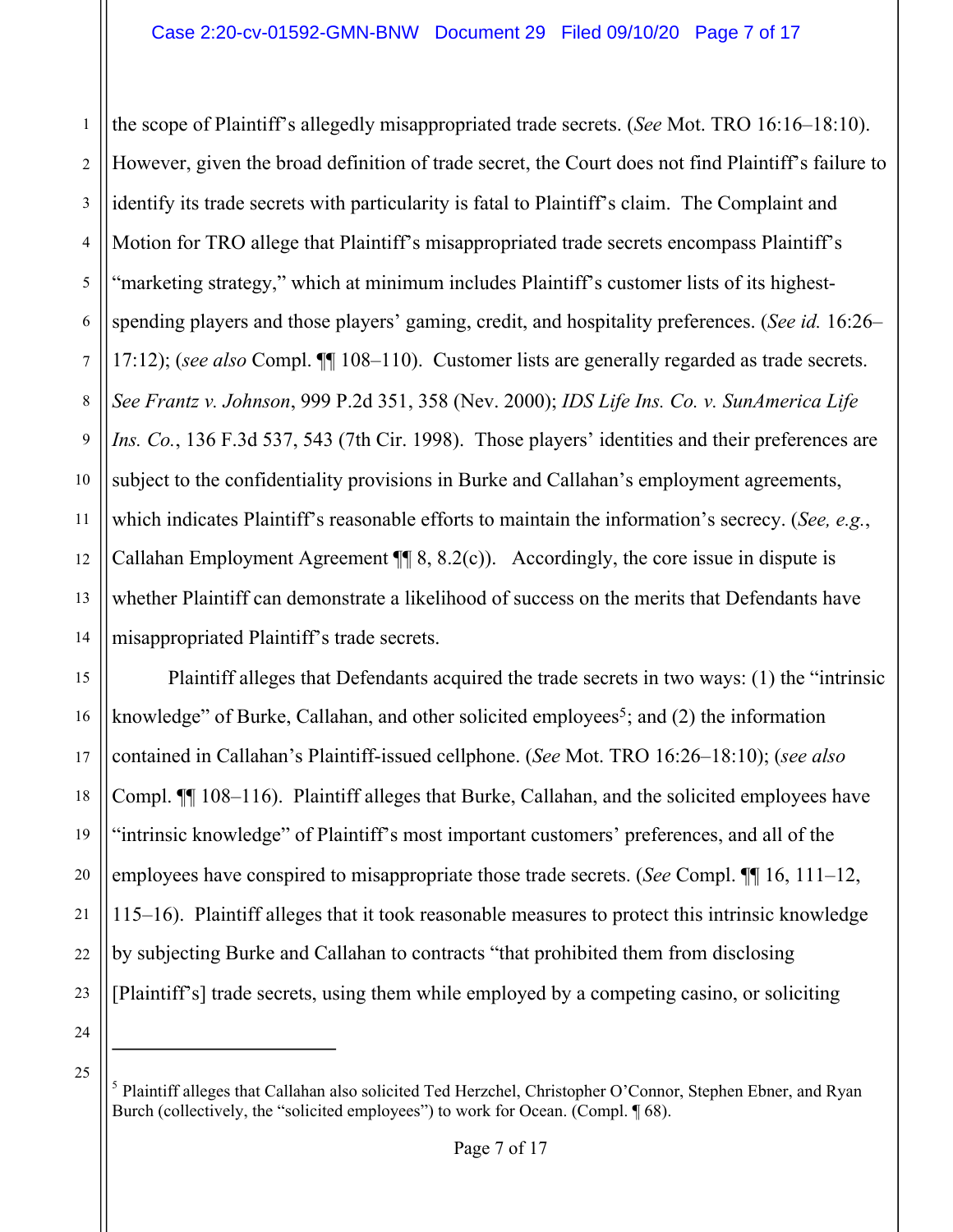the scope of Plaintiff's allegedly misappropriated trade secrets. (*See* Mot. TRO 16:16–18:10). However, given the broad definition of trade secret, the Court does not find Plaintiff's failure to identify its trade secrets with particularity is fatal to Plaintiff's claim. The Complaint and Motion for TRO allege that Plaintiff's misappropriated trade secrets encompass Plaintiff's "marketing strategy," which at minimum includes Plaintiff's customer lists of its highest-spending players and those players' gaming, credit, and hospitality preferences. (*See id.* 16:26–17:12); (*see also* Compl. ¶¶ 108–110). Customer lists are generally regarded as trade secrets. *See Frantz v. Johnson*, 999 P.2d 351, 358 (Nev. 2000); *IDS Life Ins. Co. v. SunAmerica Life Ins. Co.*, 136 F.3d 537, 543 (7th Cir. 1998). Those players' identities and their preferences are subject to the confidentiality provisions in Burke and Callahan's employment agreements, which indicates Plaintiff's reasonable efforts to maintain the information's secrecy. (*See, e.g.*, Callahan Employment Agreement ¶¶ 8, 8.2(c)). Accordingly, the core issue in dispute is whether Plaintiff can demonstrate a likelihood of success on the merits that Defendants have misappropriated Plaintiff's trade secrets.

Plaintiff alleges that Defendants acquired the trade secrets in two ways: (1) the "intrinsic knowledge" of Burke, Callahan, and other solicited employees[5]; and (2) the information contained in Callahan's Plaintiff-issued cellphone. (*See* Mot. TRO 16:26–18:10); (*see also* Compl. ¶¶ 108–116). Plaintiff alleges that Burke, Callahan, and the solicited employees have "intrinsic knowledge" of Plaintiff's most important customers' preferences, and all of the employees have conspired to misappropriate those trade secrets. (*See* Compl. ¶¶ 16, 111–12, 115–16). Plaintiff alleges that it took reasonable measures to protect this intrinsic knowledge by subjecting Burke and Callahan to contracts "that prohibited them from disclosing [Plaintiff's] trade secrets, using them while employed by a competing casino, or soliciting

---

[5] Plaintiff alleges that Callahan also solicited Ted Herzchel, Christopher O'Connor, Stephen Ebner, and Ryan Burch (collectively, the "solicited employees") to work for Ocean. (Compl. ¶ 68).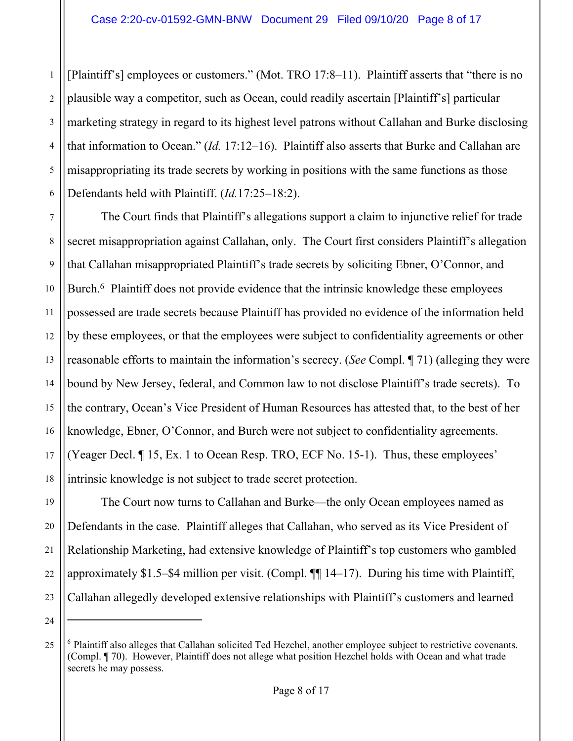[Plaintiff's] employees or customers." (Mot. TRO 17:8–11). Plaintiff asserts that "there is no plausible way a competitor, such as Ocean, could readily ascertain [Plaintiff's] particular marketing strategy in regard to its highest level patrons without Callahan and Burke disclosing that information to Ocean." (*Id.* 17:12–16). Plaintiff also asserts that Burke and Callahan are misappropriating its trade secrets by working in positions with the same functions as those Defendants held with Plaintiff. (*Id.*17:25–18:2).

The Court finds that Plaintiff's allegations support a claim to injunctive relief for trade secret misappropriation against Callahan, only. The Court first considers Plaintiff's allegation that Callahan misappropriated Plaintiff's trade secrets by soliciting Ebner, O'Connor, and Burch.[6] Plaintiff does not provide evidence that the intrinsic knowledge these employees possessed are trade secrets because Plaintiff has provided no evidence of the information held by these employees, or that the employees were subject to confidentiality agreements or other reasonable efforts to maintain the information's secrecy. (*See* Compl. ¶ 71) (alleging they were bound by New Jersey, federal, and Common law to not disclose Plaintiff's trade secrets). To the contrary, Ocean's Vice President of Human Resources has attested that, to the best of her knowledge, Ebner, O'Connor, and Burch were not subject to confidentiality agreements. (Yeager Decl. ¶ 15, Ex. 1 to Ocean Resp. TRO, ECF No. 15-1). Thus, these employees' intrinsic knowledge is not subject to trade secret protection.

The Court now turns to Callahan and Burke—the only Ocean employees named as Defendants in the case. Plaintiff alleges that Callahan, who served as its Vice President of Relationship Marketing, had extensive knowledge of Plaintiff's top customers who gambled approximately $1.5–$4 million per visit. (Compl. ¶¶ 14–17). During his time with Plaintiff, Callahan allegedly developed extensive relationships with Plaintiff's customers and learned

---

[6] Plaintiff also alleges that Callahan solicited Ted Hezchel, another employee subject to restrictive covenants. (Compl. ¶ 70). However, Plaintiff does not allege what position Hezchel holds with Ocean and what trade secrets he may possess.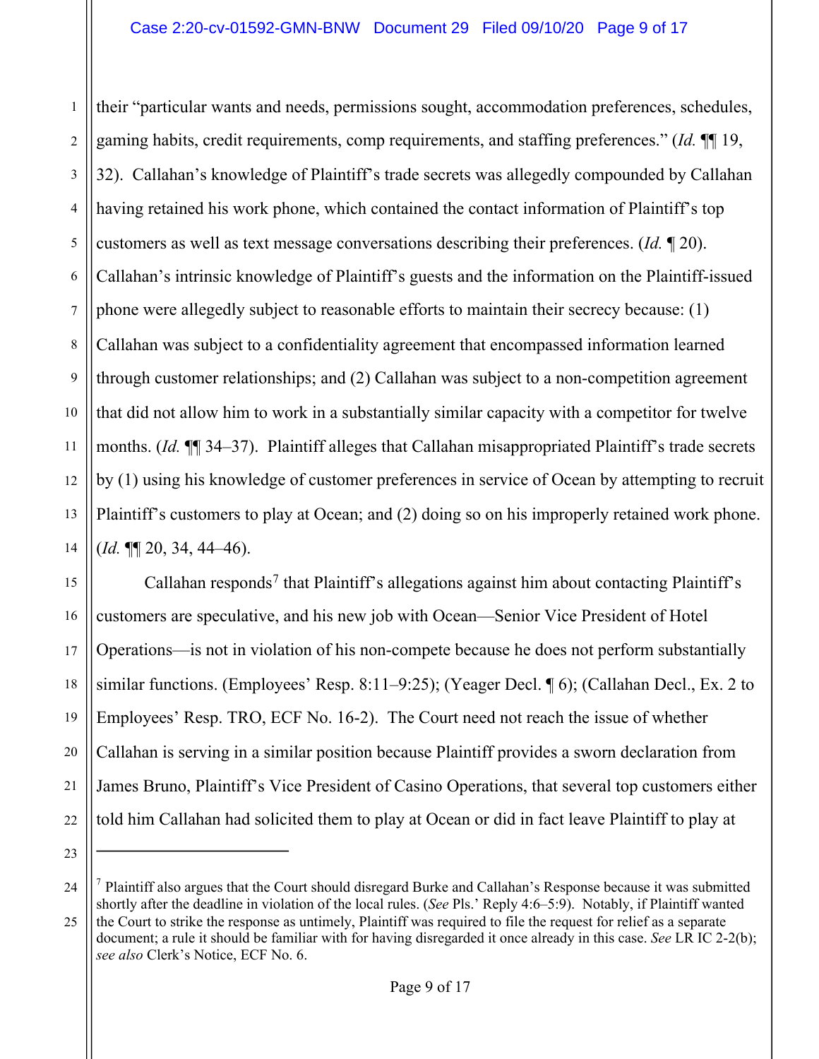their "particular wants and needs, permissions sought, accommodation preferences, schedules, gaming habits, credit requirements, comp requirements, and staffing preferences." (*Id.* ¶¶ 19, 32). Callahan's knowledge of Plaintiff's trade secrets was allegedly compounded by Callahan having retained his work phone, which contained the contact information of Plaintiff's top customers as well as text message conversations describing their preferences. (*Id.* ¶ 20). Callahan's intrinsic knowledge of Plaintiff's guests and the information on the Plaintiff-issued phone were allegedly subject to reasonable efforts to maintain their secrecy because: (1) Callahan was subject to a confidentiality agreement that encompassed information learned through customer relationships; and (2) Callahan was subject to a non-competition agreement that did not allow him to work in a substantially similar capacity with a competitor for twelve months. (*Id.* ¶¶ 34–37). Plaintiff alleges that Callahan misappropriated Plaintiff's trade secrets by (1) using his knowledge of customer preferences in service of Ocean by attempting to recruit Plaintiff's customers to play at Ocean; and (2) doing so on his improperly retained work phone. (*Id.* ¶¶ 20, 34, 44–46).

Callahan responds[7] that Plaintiff's allegations against him about contacting Plaintiff's customers are speculative, and his new job with Ocean—Senior Vice President of Hotel Operations—is not in violation of his non-compete because he does not perform substantially similar functions. (Employees' Resp. 8:11–9:25); (Yeager Decl. ¶ 6); (Callahan Decl., Ex. 2 to Employees' Resp. TRO, ECF No. 16-2). The Court need not reach the issue of whether Callahan is serving in a similar position because Plaintiff provides a sworn declaration from James Bruno, Plaintiff's Vice President of Casino Operations, that several top customers either told him Callahan had solicited them to play at Ocean or did in fact leave Plaintiff to play at

---

[7] Plaintiff also argues that the Court should disregard Burke and Callahan's Response because it was submitted shortly after the deadline in violation of the local rules. (*See* Pls.' Reply 4:6–5:9). Notably, if Plaintiff wanted the Court to strike the response as untimely, Plaintiff was required to file the request for relief as a separate document; a rule it should be familiar with for having disregarded it once already in this case. *See* LR IC 2-2(b); *see also* Clerk's Notice, ECF No. 6.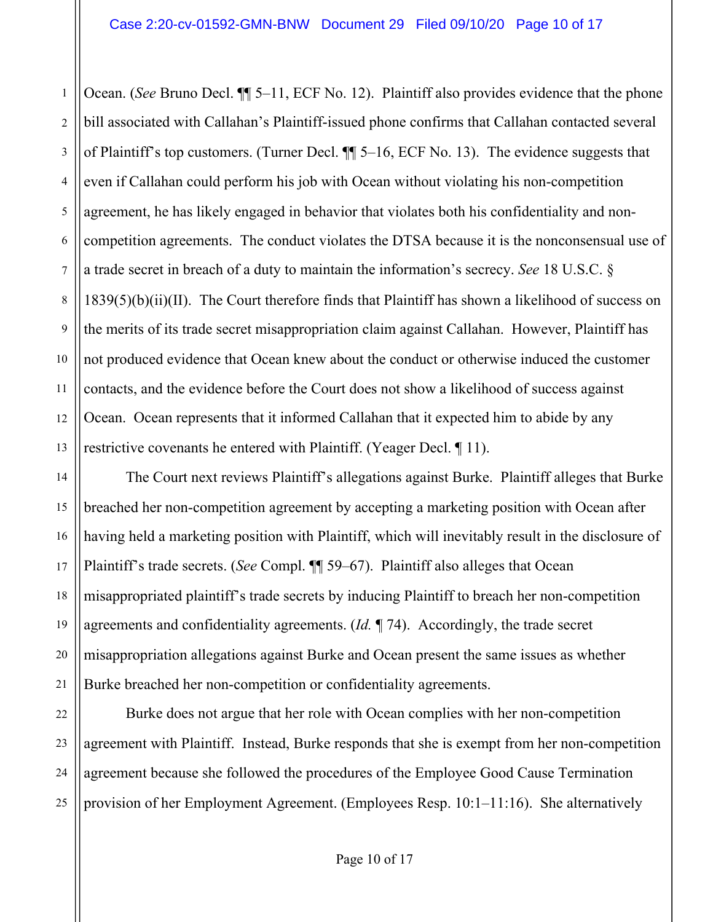Ocean. (*See* Bruno Decl. ¶¶ 5–11, ECF No. 12). Plaintiff also provides evidence that the phone bill associated with Callahan's Plaintiff-issued phone confirms that Callahan contacted several of Plaintiff's top customers. (Turner Decl. ¶¶ 5–16, ECF No. 13). The evidence suggests that even if Callahan could perform his job with Ocean without violating his non-competition agreement, he has likely engaged in behavior that violates both his confidentiality and non-competition agreements. The conduct violates the DTSA because it is the nonconsensual use of a trade secret in breach of a duty to maintain the information's secrecy. *See* 18 U.S.C. § 1839(5)(b)(ii)(II). The Court therefore finds that Plaintiff has shown a likelihood of success on the merits of its trade secret misappropriation claim against Callahan. However, Plaintiff has not produced evidence that Ocean knew about the conduct or otherwise induced the customer contacts, and the evidence before the Court does not show a likelihood of success against Ocean. Ocean represents that it informed Callahan that it expected him to abide by any restrictive covenants he entered with Plaintiff. (Yeager Decl. ¶ 11).

The Court next reviews Plaintiff's allegations against Burke. Plaintiff alleges that Burke breached her non-competition agreement by accepting a marketing position with Ocean after having held a marketing position with Plaintiff, which will inevitably result in the disclosure of Plaintiff's trade secrets. (*See* Compl. ¶¶ 59–67). Plaintiff also alleges that Ocean misappropriated plaintiff's trade secrets by inducing Plaintiff to breach her non-competition agreements and confidentiality agreements. (*Id.* ¶ 74). Accordingly, the trade secret misappropriation allegations against Burke and Ocean present the same issues as whether Burke breached her non-competition or confidentiality agreements.

Burke does not argue that her role with Ocean complies with her non-competition agreement with Plaintiff. Instead, Burke responds that she is exempt from her non-competition agreement because she followed the procedures of the Employee Good Cause Termination provision of her Employment Agreement. (Employees Resp. 10:1–11:16). She alternatively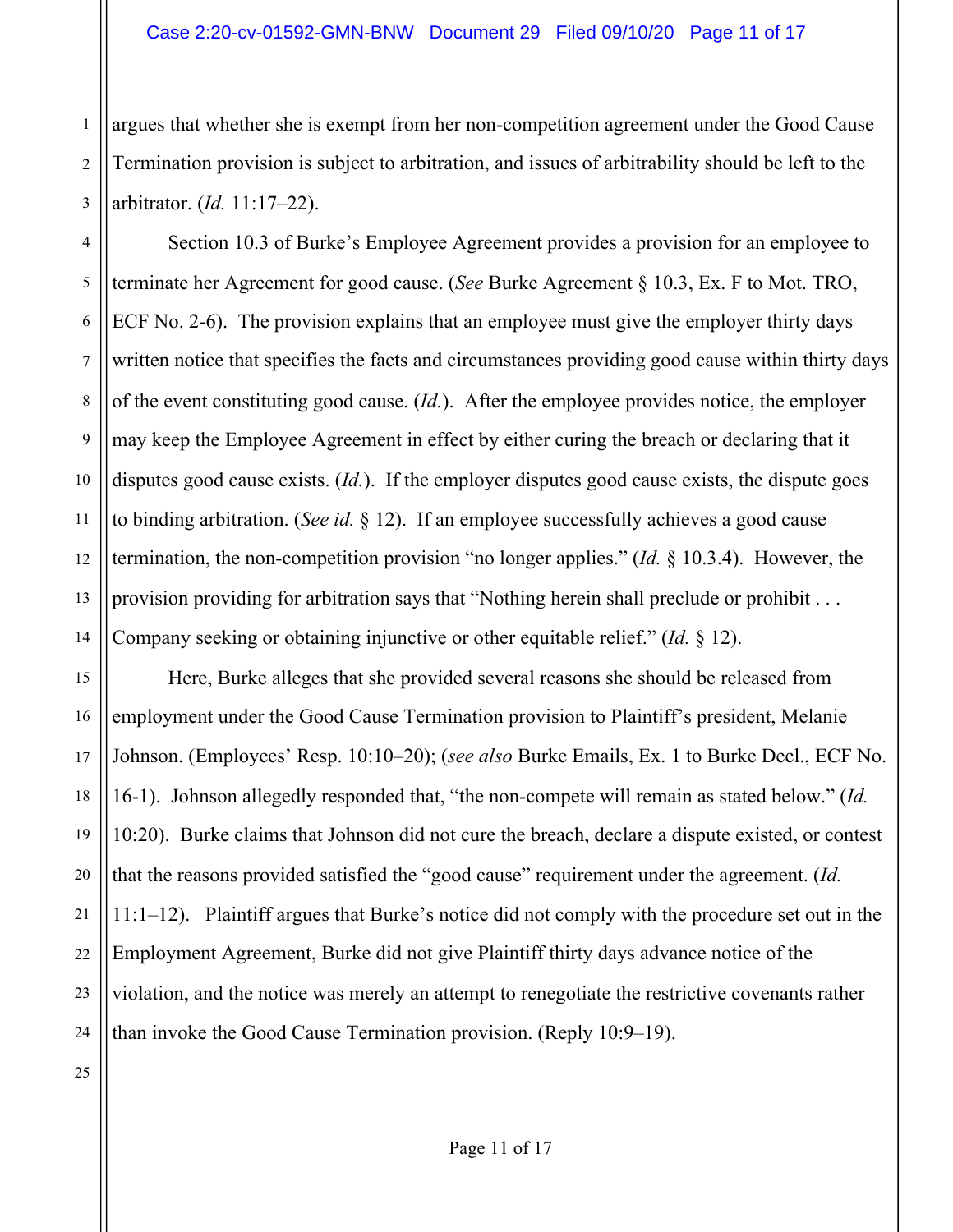argues that whether she is exempt from her non-competition agreement under the Good Cause Termination provision is subject to arbitration, and issues of arbitrability should be left to the arbitrator. (*Id.* 11:17–22).

Section 10.3 of Burke's Employee Agreement provides a provision for an employee to terminate her Agreement for good cause. (*See* Burke Agreement § 10.3, Ex. F to Mot. TRO, ECF No. 2-6). The provision explains that an employee must give the employer thirty days written notice that specifies the facts and circumstances providing good cause within thirty days of the event constituting good cause. (*Id.*). After the employee provides notice, the employer may keep the Employee Agreement in effect by either curing the breach or declaring that it disputes good cause exists. (*Id.*). If the employer disputes good cause exists, the dispute goes to binding arbitration. (*See id.* § 12). If an employee successfully achieves a good cause termination, the non-competition provision "no longer applies." (*Id.* § 10.3.4). However, the provision providing for arbitration says that "Nothing herein shall preclude or prohibit . . . Company seeking or obtaining injunctive or other equitable relief." (*Id.* § 12).

Here, Burke alleges that she provided several reasons she should be released from employment under the Good Cause Termination provision to Plaintiff's president, Melanie Johnson. (Employees' Resp. 10:10–20); (*see also* Burke Emails, Ex. 1 to Burke Decl., ECF No. 16-1). Johnson allegedly responded that, "the non-compete will remain as stated below." (*Id.* 10:20). Burke claims that Johnson did not cure the breach, declare a dispute existed, or contest that the reasons provided satisfied the "good cause" requirement under the agreement. (*Id.* 11:1–12). Plaintiff argues that Burke's notice did not comply with the procedure set out in the Employment Agreement, Burke did not give Plaintiff thirty days advance notice of the violation, and the notice was merely an attempt to renegotiate the restrictive covenants rather than invoke the Good Cause Termination provision. (Reply 10:9–19).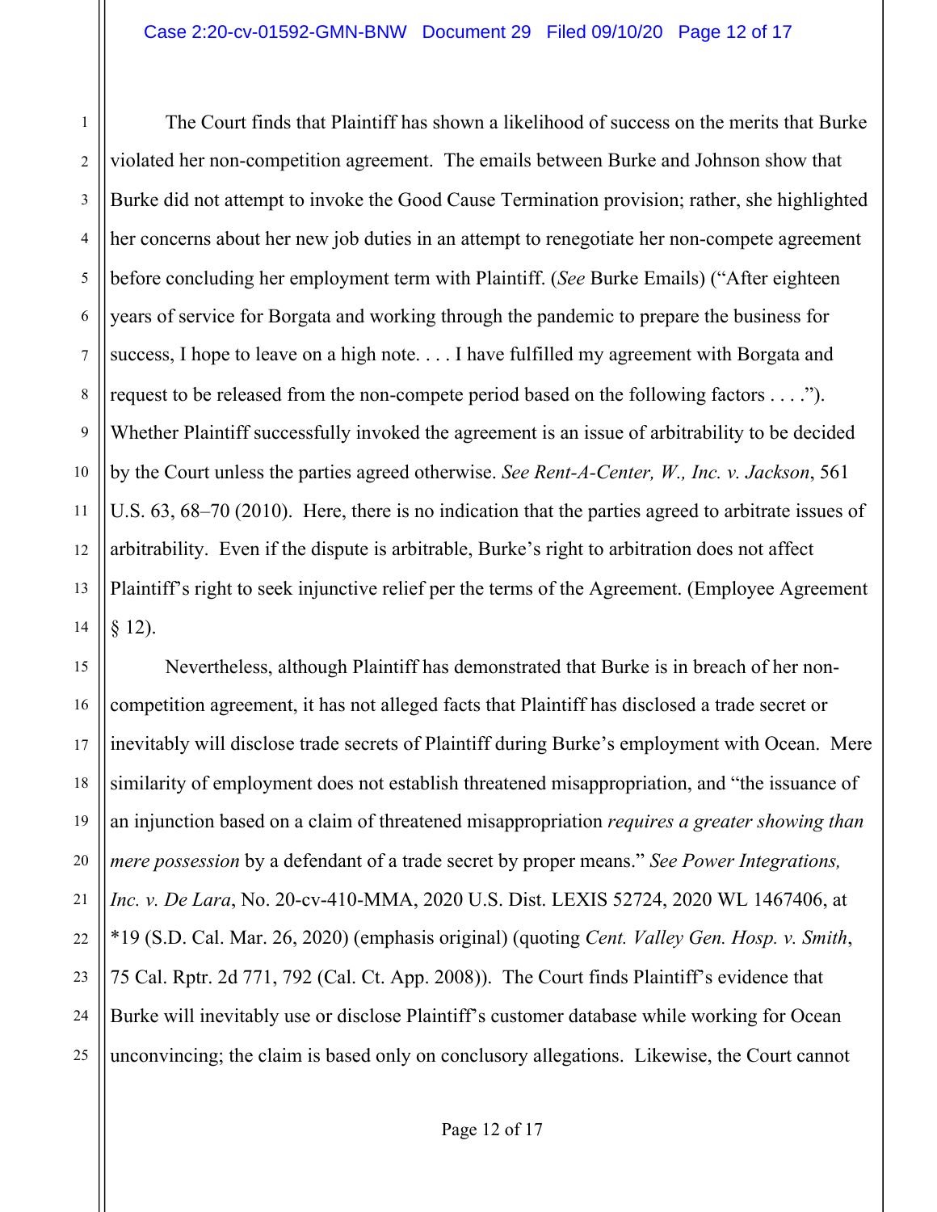The Court finds that Plaintiff has shown a likelihood of success on the merits that Burke violated her non-competition agreement. The emails between Burke and Johnson show that Burke did not attempt to invoke the Good Cause Termination provision; rather, she highlighted her concerns about her new job duties in an attempt to renegotiate her non-compete agreement before concluding her employment term with Plaintiff. (*See* Burke Emails) ("After eighteen years of service for Borgata and working through the pandemic to prepare the business for success, I hope to leave on a high note. . . . I have fulfilled my agreement with Borgata and request to be released from the non-compete period based on the following factors . . . ."). Whether Plaintiff successfully invoked the agreement is an issue of arbitrability to be decided by the Court unless the parties agreed otherwise. *See Rent-A-Center, W., Inc. v. Jackson*, 561 U.S. 63, 68–70 (2010). Here, there is no indication that the parties agreed to arbitrate issues of arbitrability. Even if the dispute is arbitrable, Burke's right to arbitration does not affect Plaintiff's right to seek injunctive relief per the terms of the Agreement. (Employee Agreement § 12).

Nevertheless, although Plaintiff has demonstrated that Burke is in breach of her non-competition agreement, it has not alleged facts that Plaintiff has disclosed a trade secret or inevitably will disclose trade secrets of Plaintiff during Burke's employment with Ocean. Mere similarity of employment does not establish threatened misappropriation, and "the issuance of an injunction based on a claim of threatened misappropriation *requires a greater showing than mere possession* by a defendant of a trade secret by proper means." *See Power Integrations, Inc. v. De Lara*, No. 20-cv-410-MMA, 2020 U.S. Dist. LEXIS 52724, 2020 WL 1467406, at *19 (S.D. Cal. Mar. 26, 2020) (emphasis original) (quoting *Cent. Valley Gen. Hosp. v. Smith*, 75 Cal. Rptr. 2d 771, 792 (Cal. Ct. App. 2008)). The Court finds Plaintiff's evidence that Burke will inevitably use or disclose Plaintiff's customer database while working for Ocean unconvincing; the claim is based only on conclusory allegations. Likewise, the Court cannot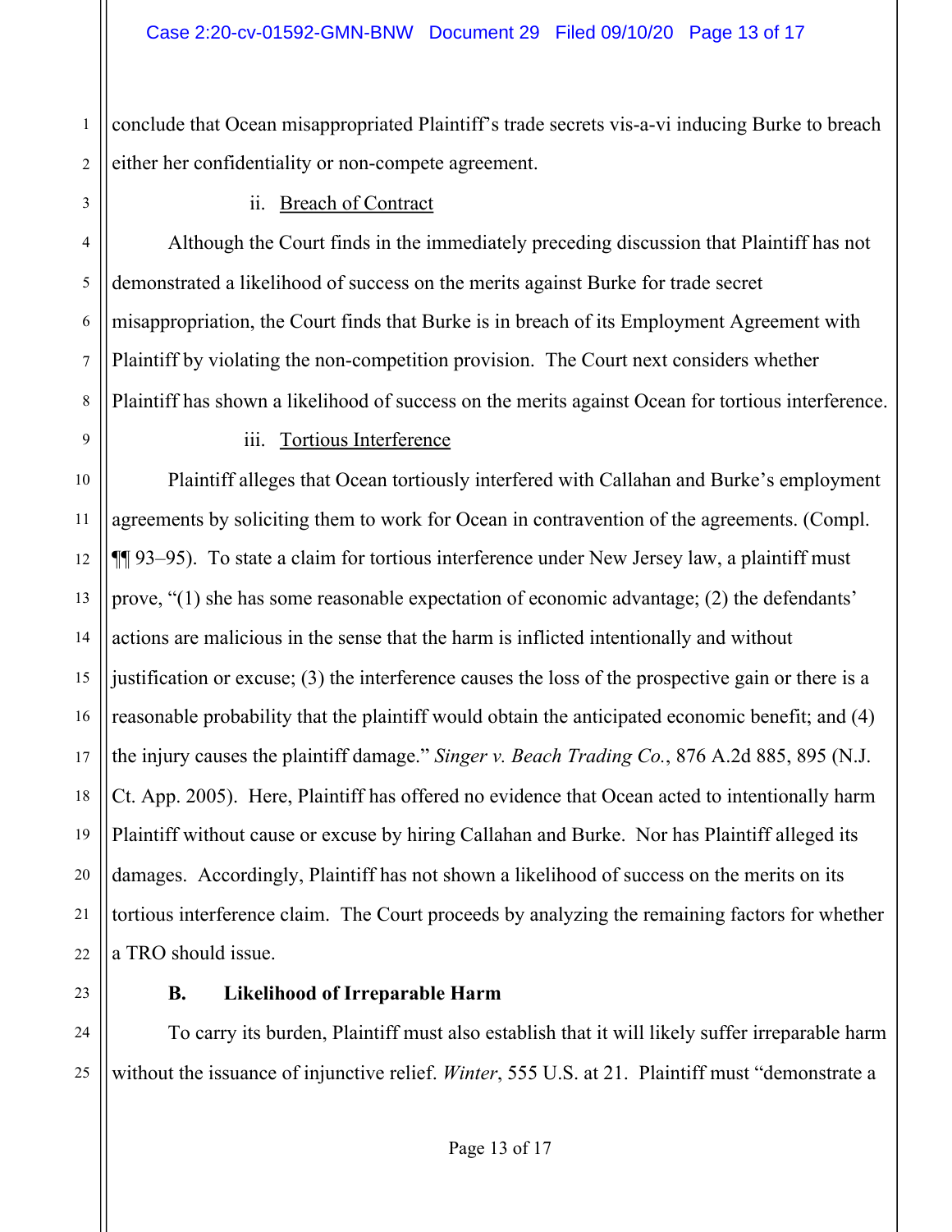conclude that Ocean misappropriated Plaintiff's trade secrets vis-a-vi inducing Burke to breach either her confidentiality or non-compete agreement.

ii. Breach of Contract

Although the Court finds in the immediately preceding discussion that Plaintiff has not demonstrated a likelihood of success on the merits against Burke for trade secret misappropriation, the Court finds that Burke is in breach of its Employment Agreement with Plaintiff by violating the non-competition provision. The Court next considers whether Plaintiff has shown a likelihood of success on the merits against Ocean for tortious interference.

iii. Tortious Interference

Plaintiff alleges that Ocean tortiously interfered with Callahan and Burke's employment agreements by soliciting them to work for Ocean in contravention of the agreements. (Compl. ¶¶ 93–95). To state a claim for tortious interference under New Jersey law, a plaintiff must prove, "(1) she has some reasonable expectation of economic advantage; (2) the defendants' actions are malicious in the sense that the harm is inflicted intentionally and without justification or excuse; (3) the interference causes the loss of the prospective gain or there is a reasonable probability that the plaintiff would obtain the anticipated economic benefit; and (4) the injury causes the plaintiff damage." *Singer v. Beach Trading Co.*, 876 A.2d 885, 895 (N.J. Ct. App. 2005). Here, Plaintiff has offered no evidence that Ocean acted to intentionally harm Plaintiff without cause or excuse by hiring Callahan and Burke. Nor has Plaintiff alleged its damages. Accordingly, Plaintiff has not shown a likelihood of success on the merits on its tortious interference claim. The Court proceeds by analyzing the remaining factors for whether a TRO should issue.

**B. Likelihood of Irreparable Harm**

To carry its burden, Plaintiff must also establish that it will likely suffer irreparable harm without the issuance of injunctive relief. *Winter*, 555 U.S. at 21. Plaintiff must "demonstrate a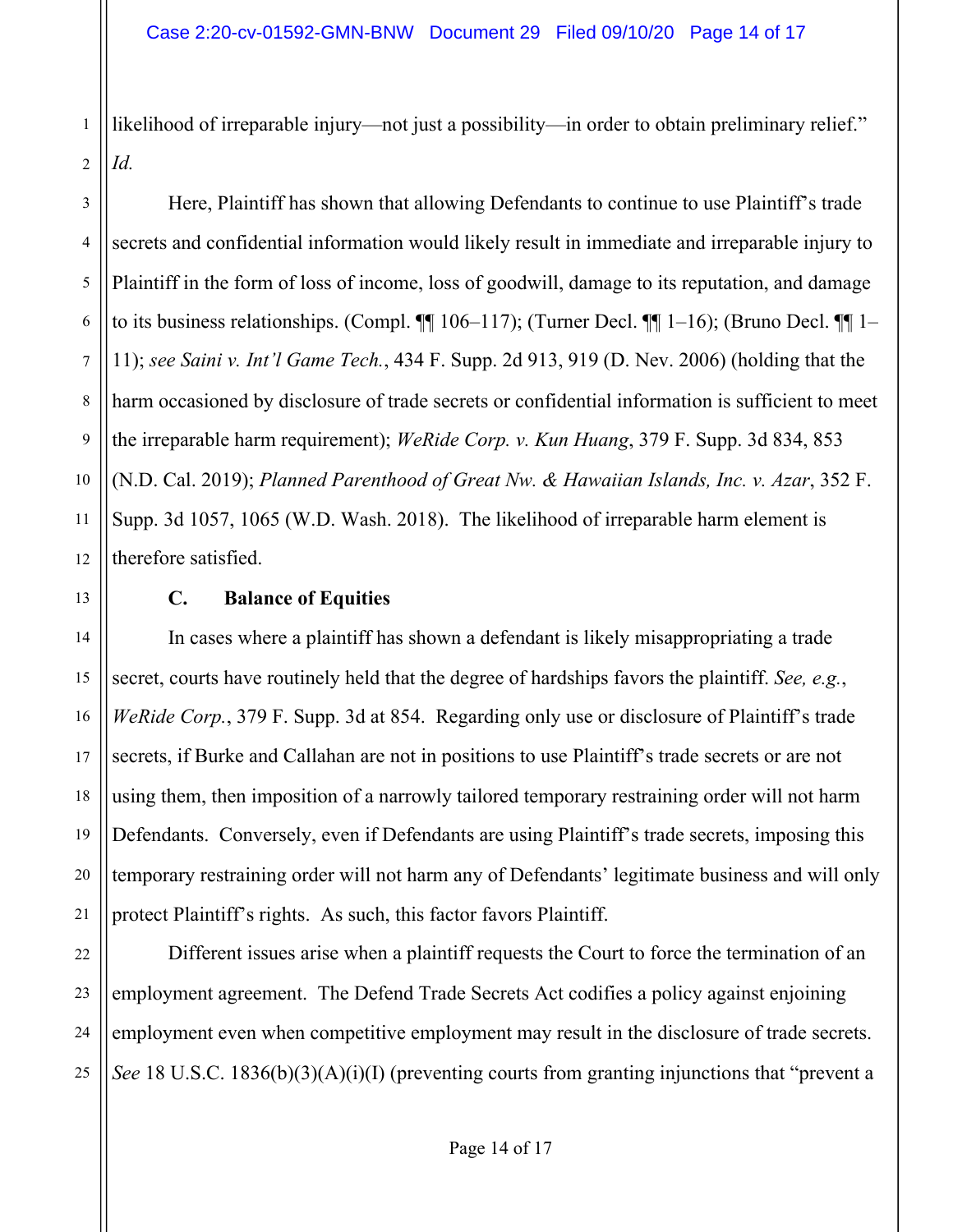likelihood of irreparable injury—not just a possibility—in order to obtain preliminary relief." *Id.*

Here, Plaintiff has shown that allowing Defendants to continue to use Plaintiff's trade secrets and confidential information would likely result in immediate and irreparable injury to Plaintiff in the form of loss of income, loss of goodwill, damage to its reputation, and damage to its business relationships. (Compl. ¶¶ 106–117); (Turner Decl. ¶¶ 1–16); (Bruno Decl. ¶¶ 1–11); *see Saini v. Int'l Game Tech.*, 434 F. Supp. 2d 913, 919 (D. Nev. 2006) (holding that the harm occasioned by disclosure of trade secrets or confidential information is sufficient to meet the irreparable harm requirement); *WeRide Corp. v. Kun Huang*, 379 F. Supp. 3d 834, 853 (N.D. Cal. 2019); *Planned Parenthood of Great Nw. & Hawaiian Islands, Inc. v. Azar*, 352 F. Supp. 3d 1057, 1065 (W.D. Wash. 2018). The likelihood of irreparable harm element is therefore satisfied.

### C. Balance of Equities

In cases where a plaintiff has shown a defendant is likely misappropriating a trade secret, courts have routinely held that the degree of hardships favors the plaintiff. *See, e.g.*, *WeRide Corp.*, 379 F. Supp. 3d at 854. Regarding only use or disclosure of Plaintiff's trade secrets, if Burke and Callahan are not in positions to use Plaintiff's trade secrets or are not using them, then imposition of a narrowly tailored temporary restraining order will not harm Defendants. Conversely, even if Defendants are using Plaintiff's trade secrets, imposing this temporary restraining order will not harm any of Defendants' legitimate business and will only protect Plaintiff's rights. As such, this factor favors Plaintiff.

Different issues arise when a plaintiff requests the Court to force the termination of an employment agreement. The Defend Trade Secrets Act codifies a policy against enjoining employment even when competitive employment may result in the disclosure of trade secrets. *See* 18 U.S.C. 1836(b)(3)(A)(i)(I) (preventing courts from granting injunctions that "prevent a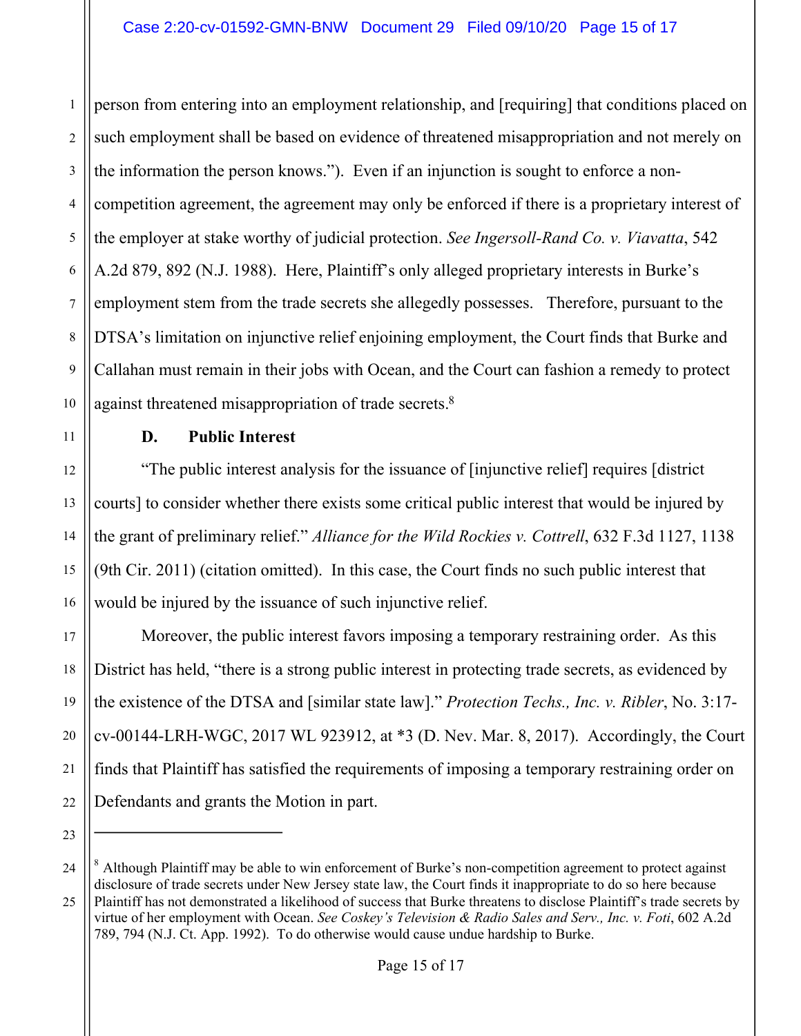person from entering into an employment relationship, and [requiring] that conditions placed on such employment shall be based on evidence of threatened misappropriation and not merely on the information the person knows."). Even if an injunction is sought to enforce a non-competition agreement, the agreement may only be enforced if there is a proprietary interest of the employer at stake worthy of judicial protection. *See Ingersoll-Rand Co. v. Viavatta*, 542 A.2d 879, 892 (N.J. 1988). Here, Plaintiff's only alleged proprietary interests in Burke's employment stem from the trade secrets she allegedly possesses. Therefore, pursuant to the DTSA's limitation on injunctive relief enjoining employment, the Court finds that Burke and Callahan must remain in their jobs with Ocean, and the Court can fashion a remedy to protect against threatened misappropriation of trade secrets.[8]

**D. Public Interest**

"The public interest analysis for the issuance of [injunctive relief] requires [district courts] to consider whether there exists some critical public interest that would be injured by the grant of preliminary relief." *Alliance for the Wild Rockies v. Cottrell*, 632 F.3d 1127, 1138 (9th Cir. 2011) (citation omitted). In this case, the Court finds no such public interest that would be injured by the issuance of such injunctive relief.

Moreover, the public interest favors imposing a temporary restraining order. As this District has held, "there is a strong public interest in protecting trade secrets, as evidenced by the existence of the DTSA and [similar state law]." *Protection Techs., Inc. v. Ribler*, No. 3:17-cv-00144-LRH-WGC, 2017 WL 923912, at *3 (D. Nev. Mar. 8, 2017). Accordingly, the Court finds that Plaintiff has satisfied the requirements of imposing a temporary restraining order on Defendants and grants the Motion in part.

---

[8] Although Plaintiff may be able to win enforcement of Burke's non-competition agreement to protect against disclosure of trade secrets under New Jersey state law, the Court finds it inappropriate to do so here because Plaintiff has not demonstrated a likelihood of success that Burke threatens to disclose Plaintiff's trade secrets by virtue of her employment with Ocean. *See Coskey's Television & Radio Sales and Serv., Inc. v. Foti*, 602 A.2d 789, 794 (N.J. Ct. App. 1992). To do otherwise would cause undue hardship to Burke.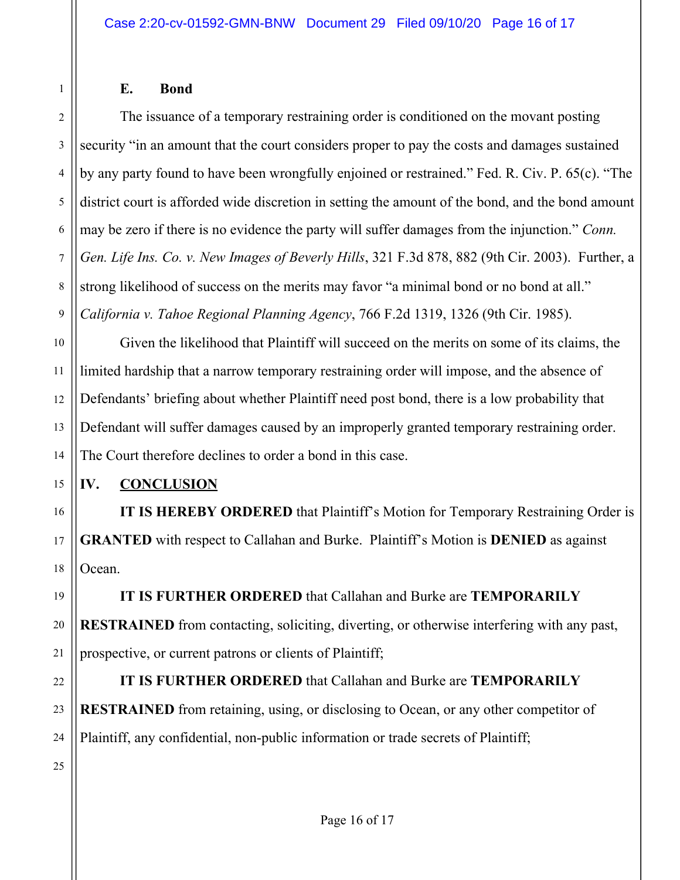### E. Bond

The issuance of a temporary restraining order is conditioned on the movant posting security "in an amount that the court considers proper to pay the costs and damages sustained by any party found to have been wrongfully enjoined or restrained." Fed. R. Civ. P. 65(c). "The district court is afforded wide discretion in setting the amount of the bond, and the bond amount may be zero if there is no evidence the party will suffer damages from the injunction." *Conn. Gen. Life Ins. Co. v. New Images of Beverly Hills*, 321 F.3d 878, 882 (9th Cir. 2003). Further, a strong likelihood of success on the merits may favor "a minimal bond or no bond at all." *California v. Tahoe Regional Planning Agency*, 766 F.2d 1319, 1326 (9th Cir. 1985).

Given the likelihood that Plaintiff will succeed on the merits on some of its claims, the limited hardship that a narrow temporary restraining order will impose, and the absence of Defendants' briefing about whether Plaintiff need post bond, there is a low probability that Defendant will suffer damages caused by an improperly granted temporary restraining order. The Court therefore declines to order a bond in this case.

## IV. CONCLUSION

**IT IS HEREBY ORDERED** that Plaintiff's Motion for Temporary Restraining Order is **GRANTED** with respect to Callahan and Burke. Plaintiff's Motion is **DENIED** as against Ocean.

**IT IS FURTHER ORDERED** that Callahan and Burke are **TEMPORARILY RESTRAINED** from contacting, soliciting, diverting, or otherwise interfering with any past, prospective, or current patrons or clients of Plaintiff;

**IT IS FURTHER ORDERED** that Callahan and Burke are **TEMPORARILY RESTRAINED** from retaining, using, or disclosing to Ocean, or any other competitor of Plaintiff, any confidential, non-public information or trade secrets of Plaintiff;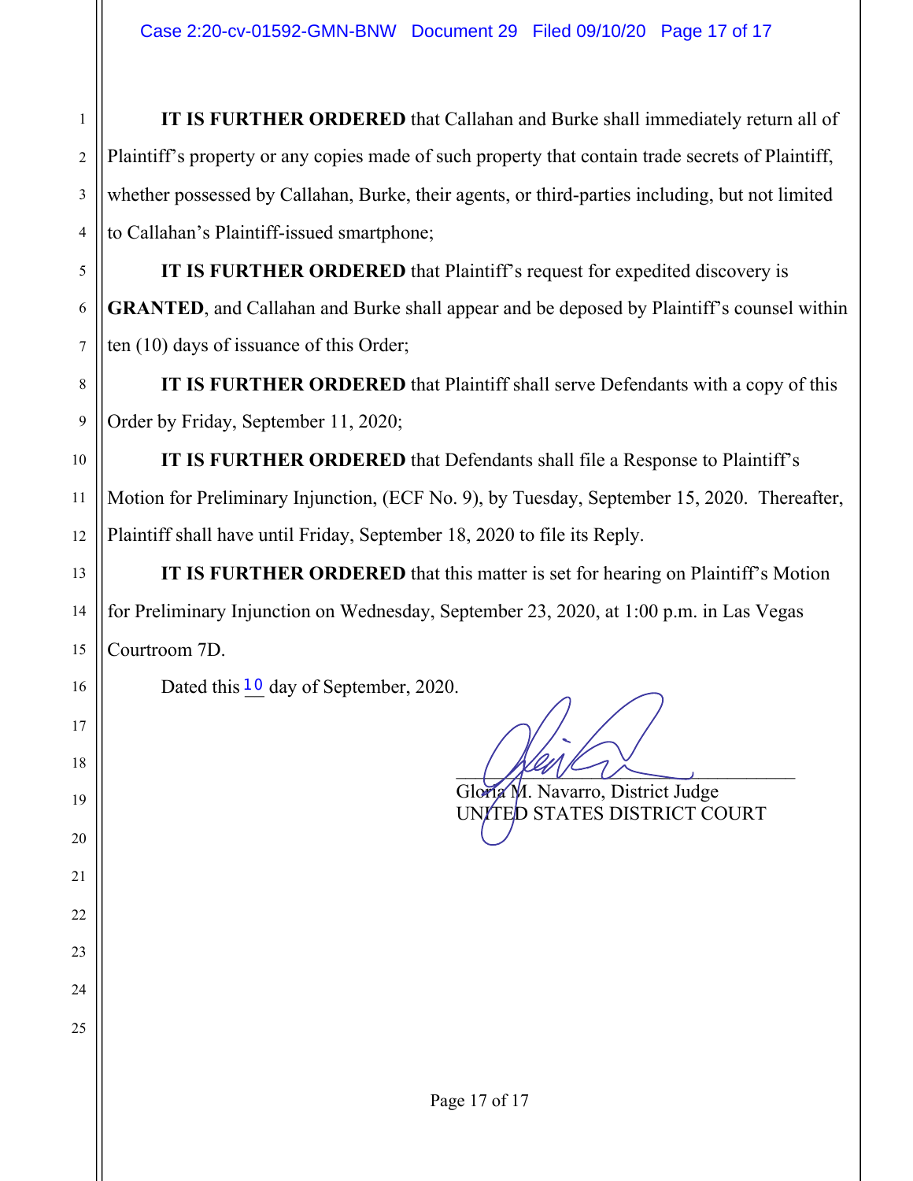**IT IS FURTHER ORDERED** that Callahan and Burke shall immediately return all of Plaintiff's property or any copies made of such property that contain trade secrets of Plaintiff, whether possessed by Callahan, Burke, their agents, or third-parties including, but not limited to Callahan's Plaintiff-issued smartphone;

**IT IS FURTHER ORDERED** that Plaintiff's request for expedited discovery is **GRANTED**, and Callahan and Burke shall appear and be deposed by Plaintiff's counsel within ten (10) days of issuance of this Order;

**IT IS FURTHER ORDERED** that Plaintiff shall serve Defendants with a copy of this Order by Friday, September 11, 2020;

**IT IS FURTHER ORDERED** that Defendants shall file a Response to Plaintiff's Motion for Preliminary Injunction, (ECF No. 9), by Tuesday, September 15, 2020. Thereafter, Plaintiff shall have until Friday, September 18, 2020 to file its Reply.

**IT IS FURTHER ORDERED** that this matter is set for hearing on Plaintiff's Motion for Preliminary Injunction on Wednesday, September 23, 2020, at 1:00 p.m. in Las Vegas Courtroom 7D.

Dated this 10 day of September, 2020.

___________________________________
Gloria M. Navarro, District Judge
UNITED STATES DISTRICT COURT